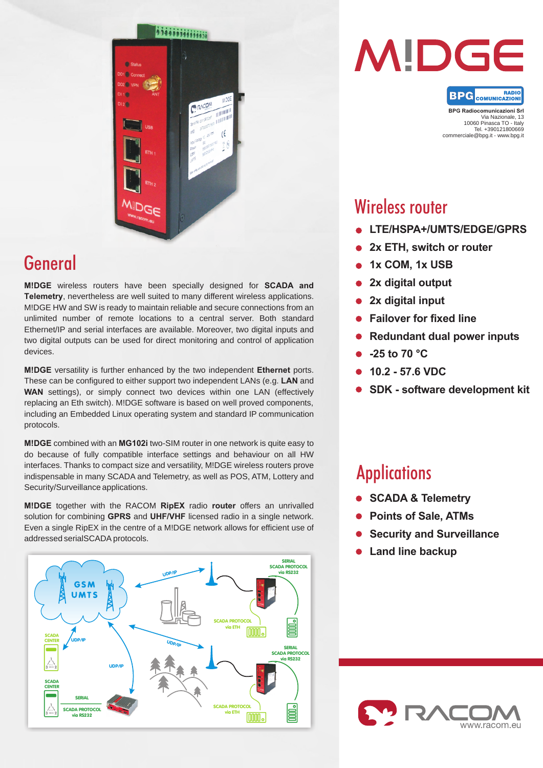# M!DGE

**BPG Radiocomunicazioni Srl**
Via Nazionale, 13
10060 Pinasca TO - Italy
Tel. +390121800669
commerciale@bpg.it - www.bpg.it

## Wireless router

- **LTE/HSPA+/UMTS/EDGE/GPRS**
- **2x ETH, switch or router**
- **1x COM, 1x USB**
- **2x digital output**
- **2x digital input**
- **Failover for fixed line**
- **Redundant dual power inputs**
- **-25 to 70 °C**
- **10.2 - 57.6 VDC**
- **SDK - software development kit**

## General

**M!DGE** wireless routers have been specially designed for **SCADA and Telemetry**, nevertheless are well suited to many different wireless applications. M!DGE HW and SW is ready to maintain reliable and secure connections from an unlimited number of remote locations to a central server. Both standard Ethernet/IP and serial interfaces are available. Moreover, two digital inputs and two digital outputs can be used for direct monitoring and control of application devices.

**M!DGE** versatility is further enhanced by the two independent **Ethernet** ports. These can be configured to either support two independent LANs (e.g. **LAN** and **WAN** settings), or simply connect two devices within one LAN (effectively replacing an Eth switch). M!DGE software is based on well proved components, including an Embedded Linux operating system and standard IP communication protocols.

**M!DGE** combined with an **MG102i** two-SIM router in one network is quite easy to do because of fully compatible interface settings and behaviour on all HW interfaces. Thanks to compact size and versatility, M!DGE wireless routers prove indispensable in many SCADA and Telemetry, as well as POS, ATM, Lottery and Security/Surveillance applications.

**M!DGE** together with the RACOM **RipEX** radio **router** offers an unrivalled solution for combining **GPRS** and **UHF/VHF** licensed radio in a single network. Even a single RipEX in the centre of a M!DGE network allows for efficient use of addressed serialSCADA protocols.

## Applications

- **SCADA & Telemetry**
- **Points of Sale, ATMs**
- **Security and Surveillance**
- **Land line backup**

www.racom.eu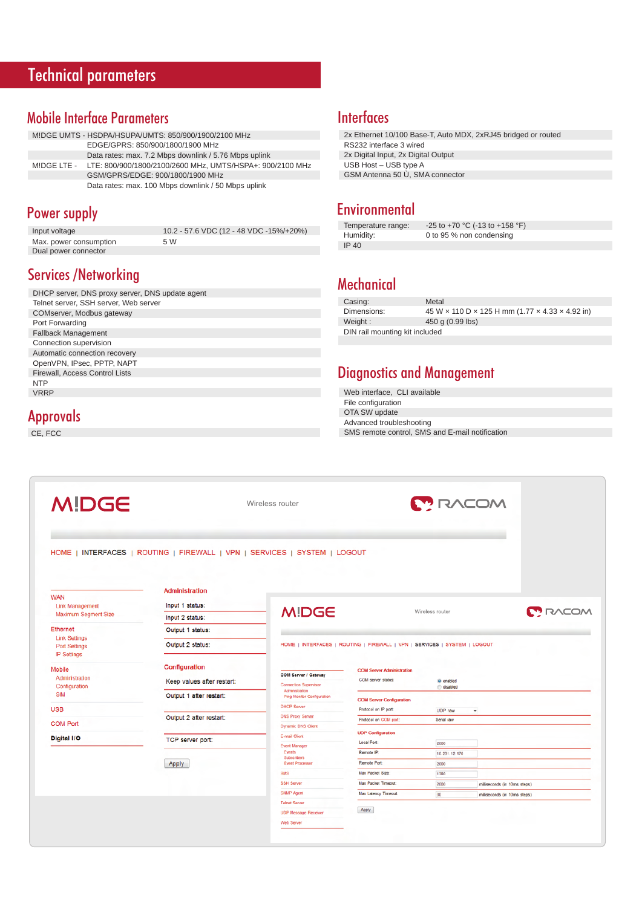# Technical parameters

## Mobile Interface Parameters

| | |
|---|---|
| M!DGE UMTS - | HSDPA/HSUPA/UMTS: 850/900/1900/2100 MHz |
| | EDGE/GPRS: 850/900/1800/1900 MHz |
| | Data rates: max. 7.2 Mbps downlink / 5.76 Mbps uplink |
| M!DGE LTE - | LTE: 800/900/1800/2100/2600 MHz, UMTS/HSPA+: 900/2100 MHz |
| | GSM/GPRS/EDGE: 900/1800/1900 MHz |
| | Data rates: max. 100 Mbps downlink / 50 Mbps uplink |

## Power supply

| | |
|---|---|
| Input voltage | 10.2 - 57.6 VDC (12 - 48 VDC -15%/+20%) |
| Max. power consumption | 5 W |
| Dual power connector | |

## Services /Networking

- DHCP server, DNS proxy server, DNS update agent
- Telnet server, SSH server, Web server
- COMserver, Modbus gateway
- Port Forwarding
- Fallback Management
- Connection supervision
- Automatic connection recovery
- OpenVPN, IPsec, PPTP, NAPT
- Firewall, Access Control Lists
- NTP
- VRRP

## Approvals

CE, FCC

## Interfaces

- 2x Ethernet 10/100 Base-T, Auto MDX, 2xRJ45 bridged or routed
- RS232 interface 3 wired
- 2x Digital Input, 2x Digital Output
- USB Host – USB type A
- GSM Antenna 50 Ù, SMA connector

## Environmental

| | |
|---|---|
| Temperature range: | -25 to +70 °C (-13 to +158 °F) |
| Humidity: | 0 to 95 % non condensing |
| IP 40 | |

## Mechanical

| | |
|---|---|
| Casing: | Metal |
| Dimensions: | 45 W × 110 D × 125 H mm (1.77 × 4.33 × 4.92 in) |
| Weight : | 450 g (0.99 lbs) |
| DIN rail mounting kit included | |

## Diagnostics and Management

- Web interface, CLI available
- File configuration
- OTA SW update
- Advanced troubleshooting
- SMS remote control, SMS and E-mail notification